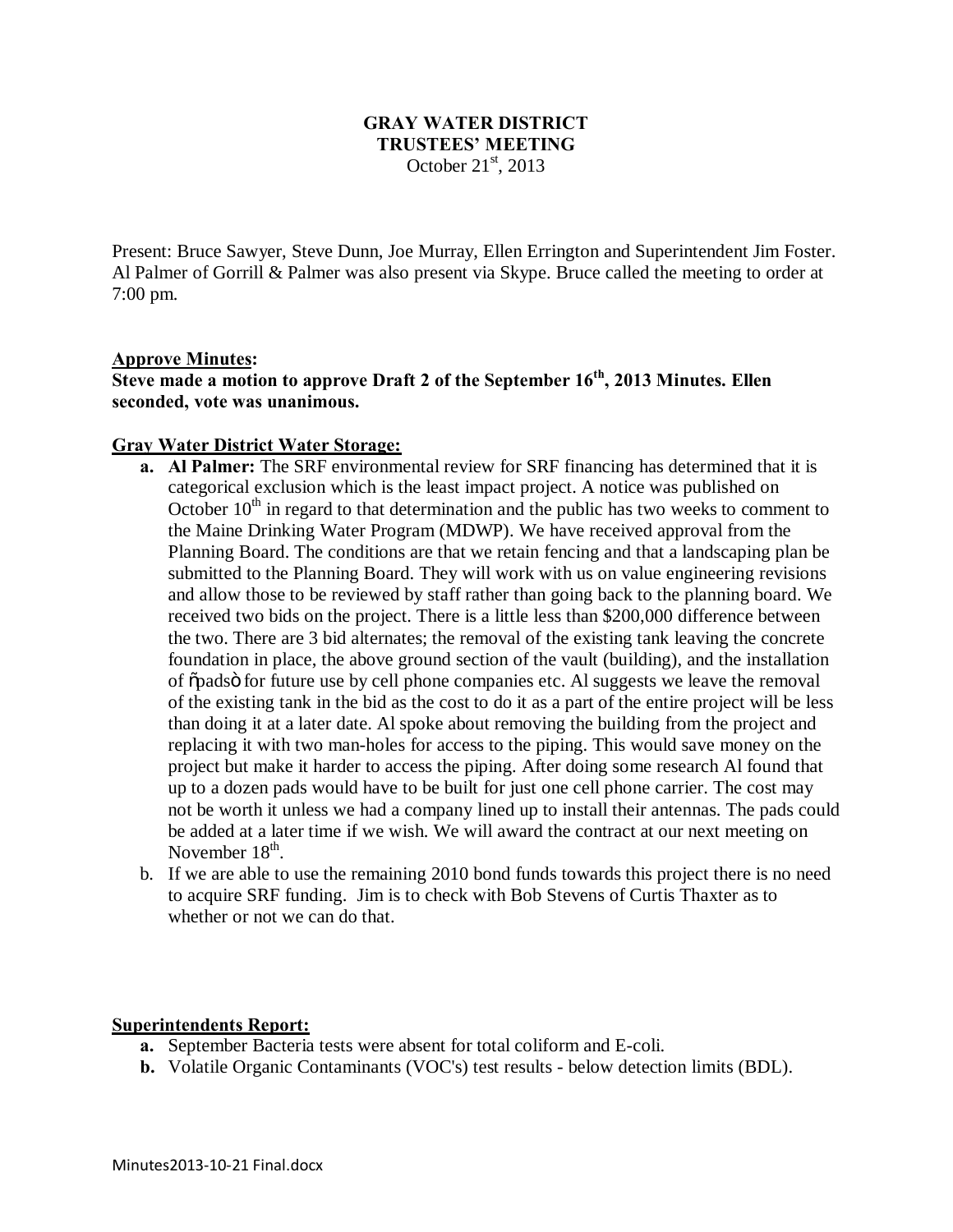**GRAY WATER DISTRICT**
**TRUSTEES' MEETING**
October 21st, 2013

Present: Bruce Sawyer, Steve Dunn, Joe Murray, Ellen Errington and Superintendent Jim Foster. Al Palmer of Gorrill & Palmer was also present via Skype. Bruce called the meeting to order at 7:00 pm.

**Approve Minutes:**

**Steve made a motion to approve Draft 2 of the September 16th, 2013 Minutes. Ellen seconded, vote was unanimous.**

**Gray Water District Water Storage:**

- **a. Al Palmer:** The SRF environmental review for SRF financing has determined that it is categorical exclusion which is the least impact project. A notice was published on October 10th in regard to that determination and the public has two weeks to comment to the Maine Drinking Water Program (MDWP). We have received approval from the Planning Board. The conditions are that we retain fencing and that a landscaping plan be submitted to the Planning Board. They will work with us on value engineering revisions and allow those to be reviewed by staff rather than going back to the planning board. We received two bids on the project. There is a little less than $200,000 difference between the two. There are 3 bid alternates; the removal of the existing tank leaving the concrete foundation in place, the above ground section of the vault (building), and the installation of "pads" for future use by cell phone companies etc. Al suggests we leave the removal of the existing tank in the bid as the cost to do it as a part of the entire project will be less than doing it at a later date. Al spoke about removing the building from the project and replacing it with two man-holes for access to the piping. This would save money on the project but make it harder to access the piping. After doing some research Al found that up to a dozen pads would have to be built for just one cell phone carrier. The cost may not be worth it unless we had a company lined up to install their antennas. The pads could be added at a later time if we wish. We will award the contract at our next meeting on November 18th.
- b. If we are able to use the remaining 2010 bond funds towards this project there is no need to acquire SRF funding. Jim is to check with Bob Stevens of Curtis Thaxter as to whether or not we can do that.

**Superintendents Report:**

- **a.** September Bacteria tests were absent for total coliform and E-coli.
- **b.** Volatile Organic Contaminants (VOC's) test results - below detection limits (BDL).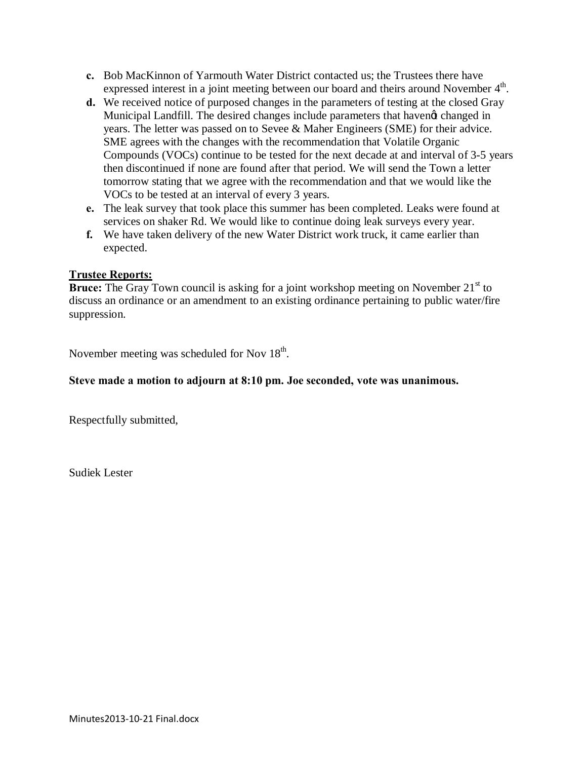c. Bob MacKinnon of Yarmouth Water District contacted us; the Trustees there have expressed interest in a joint meeting between our board and theirs around November 4th.
d. We received notice of purposed changes in the parameters of testing at the closed Gray Municipal Landfill. The desired changes include parameters that havenφt changed in years. The letter was passed on to Sevee & Maher Engineers (SME) for their advice. SME agrees with the changes with the recommendation that Volatile Organic Compounds (VOCs) continue to be tested for the next decade at and interval of 3-5 years then discontinued if none are found after that period. We will send the Town a letter tomorrow stating that we agree with the recommendation and that we would like the VOCs to be tested at an interval of every 3 years.
e. The leak survey that took place this summer has been completed. Leaks were found at services on shaker Rd. We would like to continue doing leak surveys every year.
f. We have taken delivery of the new Water District work truck, it came earlier than expected.

**Trustee Reports:**

**Bruce:** The Gray Town council is asking for a joint workshop meeting on November 21st to discuss an ordinance or an amendment to an existing ordinance pertaining to public water/fire suppression.

November meeting was scheduled for Nov 18th.

**Steve made a motion to adjourn at 8:10 pm. Joe seconded, vote was unanimous.**

Respectfully submitted,

Sudiek Lester